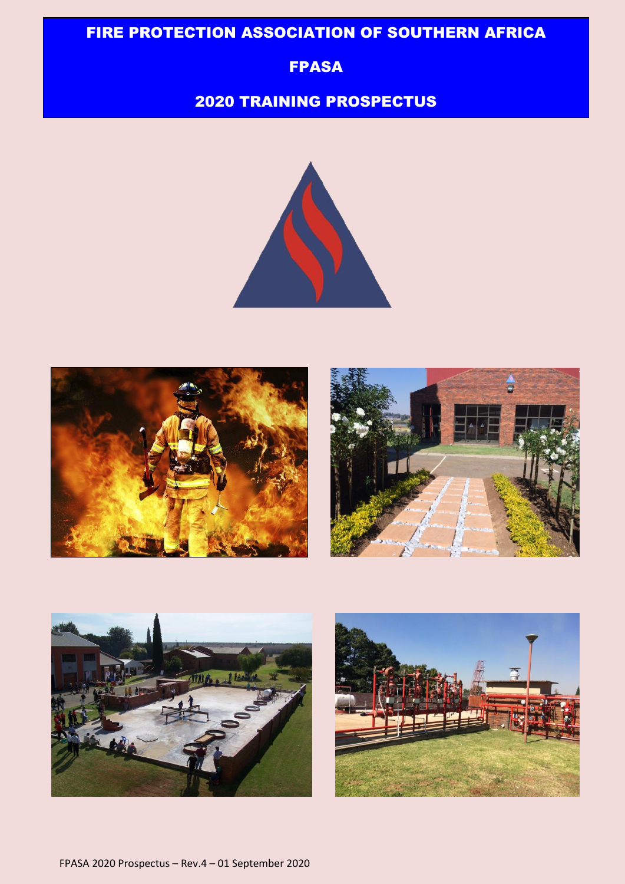# FIRE PROTECTION ASSOCIATION OF SOUTHERN AFRICA

# FPASA

# 2020 TRAINING PROSPECTUS

FPASA 2020 Prospectus – Rev.4 – 01 September 2020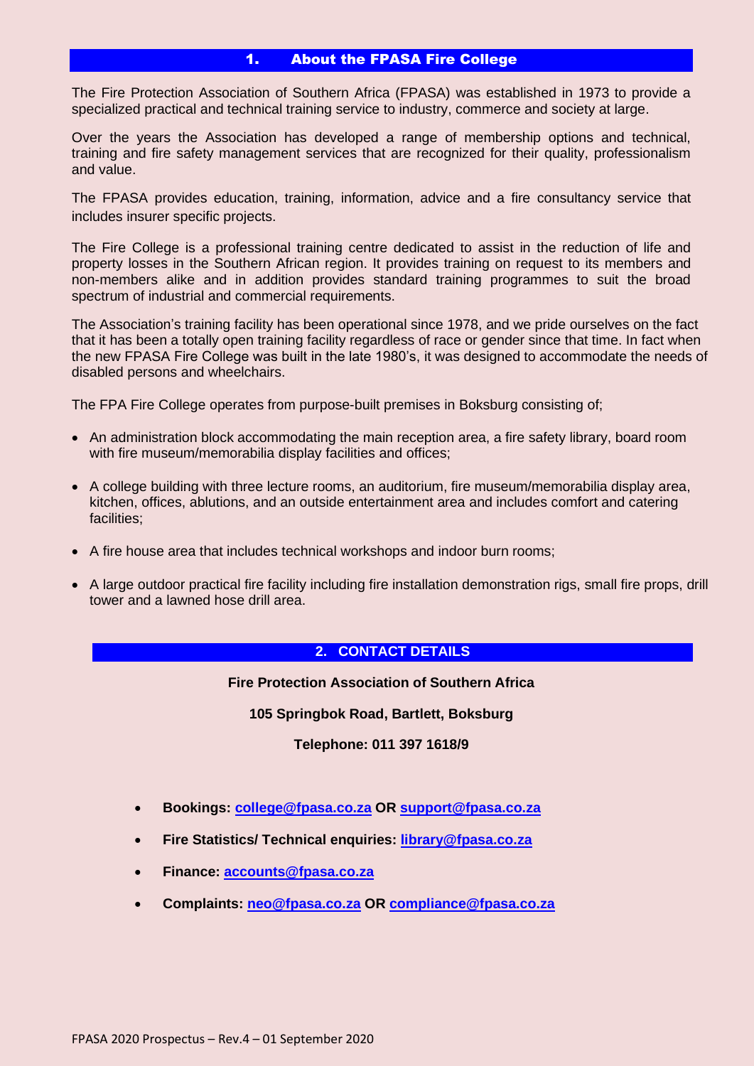## 1. About the FPASA Fire College

The Fire Protection Association of Southern Africa (FPASA) was established in 1973 to provide a specialized practical and technical training service to industry, commerce and society at large.

Over the years the Association has developed a range of membership options and technical, training and fire safety management services that are recognized for their quality, professionalism and value.

The FPASA provides education, training, information, advice and a fire consultancy service that includes insurer specific projects.

The Fire College is a professional training centre dedicated to assist in the reduction of life and property losses in the Southern African region. It provides training on request to its members and non-members alike and in addition provides standard training programmes to suit the broad spectrum of industrial and commercial requirements.

The Association's training facility has been operational since 1978, and we pride ourselves on the fact that it has been a totally open training facility regardless of race or gender since that time. In fact when the new FPASA Fire College was built in the late 1980's, it was designed to accommodate the needs of disabled persons and wheelchairs.

The FPA Fire College operates from purpose-built premises in Boksburg consisting of;

- An administration block accommodating the main reception area, a fire safety library, board room with fire museum/memorabilia display facilities and offices;
- A college building with three lecture rooms, an auditorium, fire museum/memorabilia display area, kitchen, offices, ablutions, and an outside entertainment area and includes comfort and catering facilities;
- A fire house area that includes technical workshops and indoor burn rooms;
- A large outdoor practical fire facility including fire installation demonstration rigs, small fire props, drill tower and a lawned hose drill area.

## 2. CONTACT DETAILS

**Fire Protection Association of Southern Africa**

**105 Springbok Road, Bartlett, Boksburg**

**Telephone: 011 397 1618/9**

- **Bookings: college@fpasa.co.za OR support@fpasa.co.za**
- **Fire Statistics/ Technical enquiries: library@fpasa.co.za**
- **Finance: accounts@fpasa.co.za**
- **Complaints: neo@fpasa.co.za OR compliance@fpasa.co.za**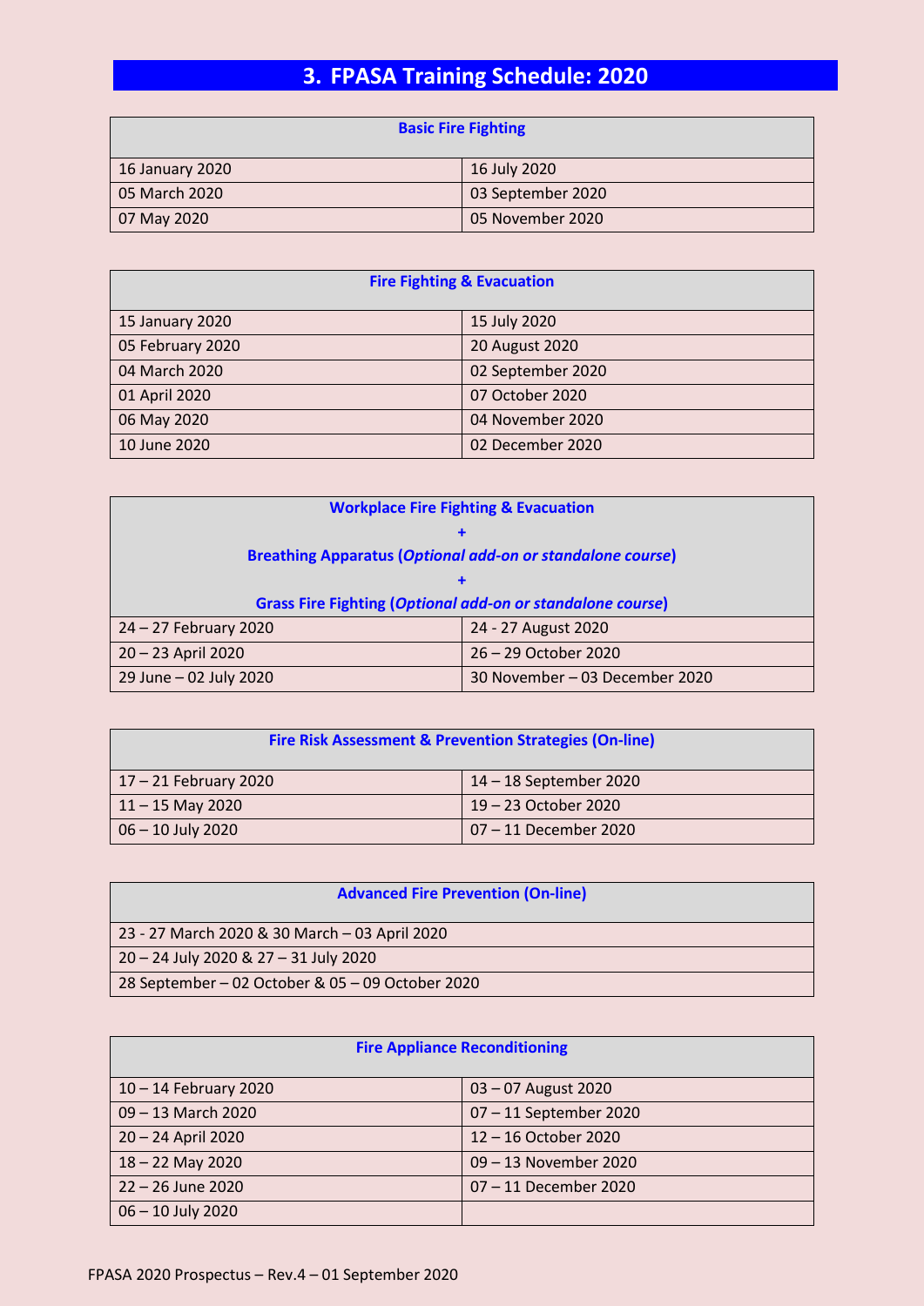# 3. FPASA Training Schedule: 2020

| Basic Fire Fighting | |
|---|---|
| 16 January 2020 | 16 July 2020 |
| 05 March 2020 | 03 September 2020 |
| 07 May 2020 | 05 November 2020 |

| Fire Fighting & Evacuation | |
|---|---|
| 15 January 2020 | 15 July 2020 |
| 05 February 2020 | 20 August 2020 |
| 04 March 2020 | 02 September 2020 |
| 01 April 2020 | 07 October 2020 |
| 06 May 2020 | 04 November 2020 |
| 10 June 2020 | 02 December 2020 |

| Workplace Fire Fighting & Evacuation + Breathing Apparatus (*Optional add-on or standalone course*) + Grass Fire Fighting (*Optional add-on or standalone course*) | |
|---|---|
| 24 – 27 February 2020 | 24 - 27 August 2020 |
| 20 – 23 April 2020 | 26 – 29 October 2020 |
| 29 June – 02 July 2020 | 30 November – 03 December 2020 |

| Fire Risk Assessment & Prevention Strategies (On-line) | |
|---|---|
| 17 – 21 February 2020 | 14 – 18 September 2020 |
| 11 – 15 May 2020 | 19 – 23 October 2020 |
| 06 – 10 July 2020 | 07 – 11 December 2020 |

| Advanced Fire Prevention (On-line) |
|---|
| 23 - 27 March 2020 & 30 March – 03 April 2020 |
| 20 – 24 July 2020 & 27 – 31 July 2020 |
| 28 September – 02 October & 05 – 09 October 2020 |

| Fire Appliance Reconditioning | |
|---|---|
| 10 – 14 February 2020 | 03 – 07 August 2020 |
| 09 – 13 March 2020 | 07 – 11 September 2020 |
| 20 – 24 April 2020 | 12 – 16 October 2020 |
| 18 – 22 May 2020 | 09 – 13 November 2020 |
| 22 – 26 June 2020 | 07 – 11 December 2020 |
| 06 – 10 July 2020 | |

FPASA 2020 Prospectus – Rev.4 – 01 September 2020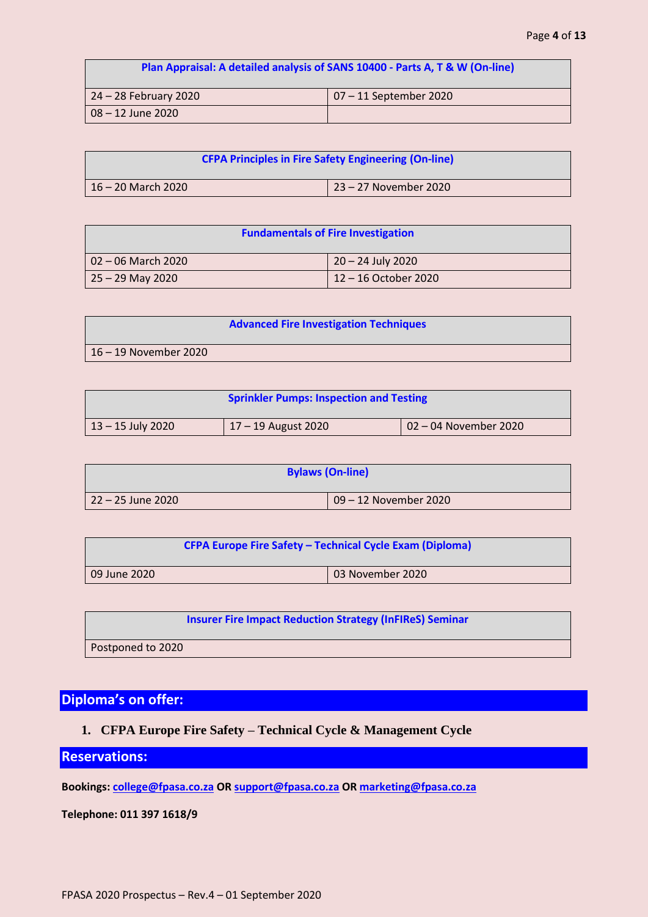| Plan Appraisal: A detailed analysis of SANS 10400 - Parts A, T & W (On-line) | |
|---|---|
| 24 – 28 February 2020 | 07 – 11 September 2020 |
| 08 – 12 June 2020 | |

| CFPA Principles in Fire Safety Engineering (On-line) | |
|---|---|
| 16 – 20 March 2020 | 23 – 27 November 2020 |

| Fundamentals of Fire Investigation | |
|---|---|
| 02 – 06 March 2020 | 20 – 24 July 2020 |
| 25 – 29 May 2020 | 12 – 16 October 2020 |

| Advanced Fire Investigation Techniques |
|---|
| 16 – 19 November 2020 |

| Sprinkler Pumps: Inspection and Testing | | |
|---|---|---|
| 13 – 15 July 2020 | 17 – 19 August 2020 | 02 – 04 November 2020 |

| Bylaws (On-line) | |
|---|---|
| 22 – 25 June 2020 | 09 – 12 November 2020 |

| CFPA Europe Fire Safety – Technical Cycle Exam (Diploma) | |
|---|---|
| 09 June 2020 | 03 November 2020 |

| Insurer Fire Impact Reduction Strategy (InFIReS) Seminar |
|---|
| Postponed to 2020 |

## Diploma's on offer:

1. **CFPA Europe Fire Safety – Technical Cycle & Management Cycle**

## Reservations:

**Bookings: college@fpasa.co.za OR support@fpasa.co.za OR marketing@fpasa.co.za**

**Telephone: 011 397 1618/9**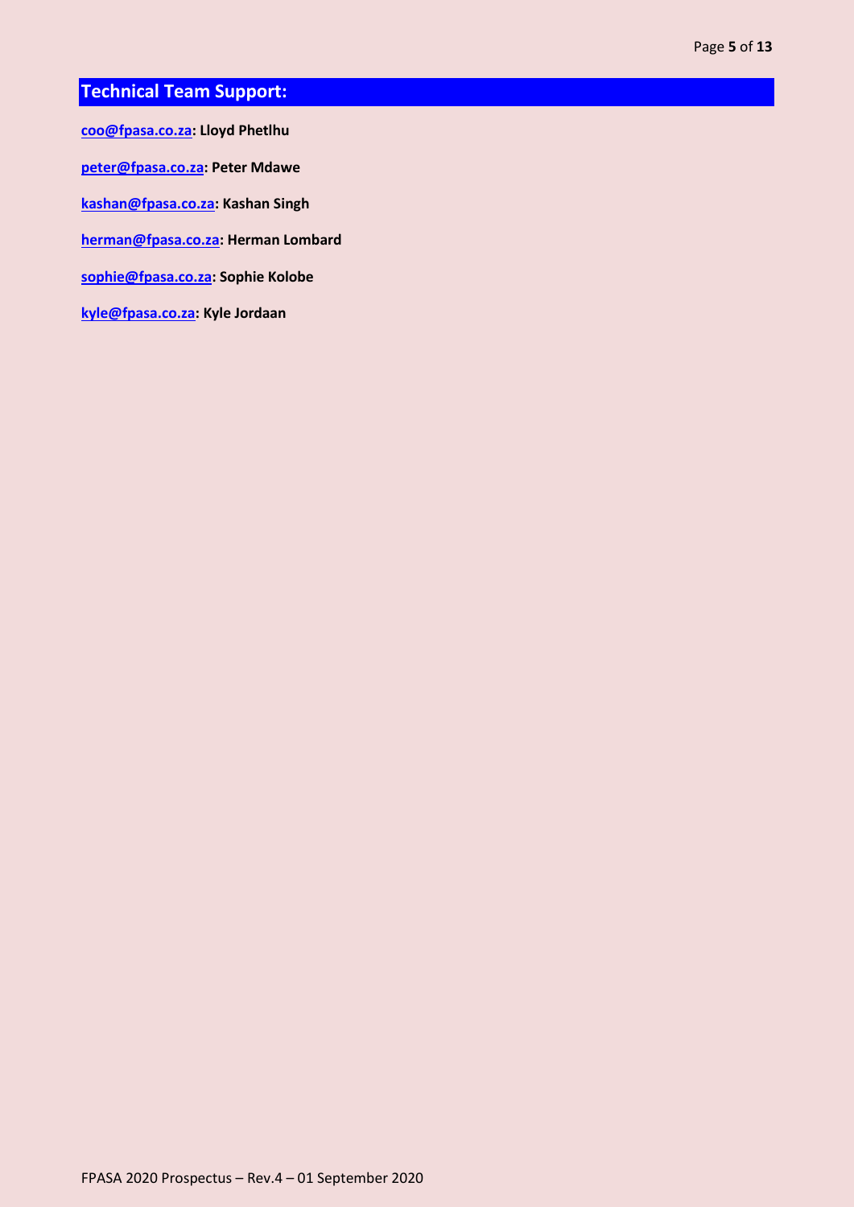## Technical Team Support:

**coo@fpasa.co.za: Lloyd Phetlhu**

**peter@fpasa.co.za: Peter Mdawe**

**kashan@fpasa.co.za: Kashan Singh**

**herman@fpasa.co.za: Herman Lombard**

**sophie@fpasa.co.za: Sophie Kolobe**

**kyle@fpasa.co.za: Kyle Jordaan**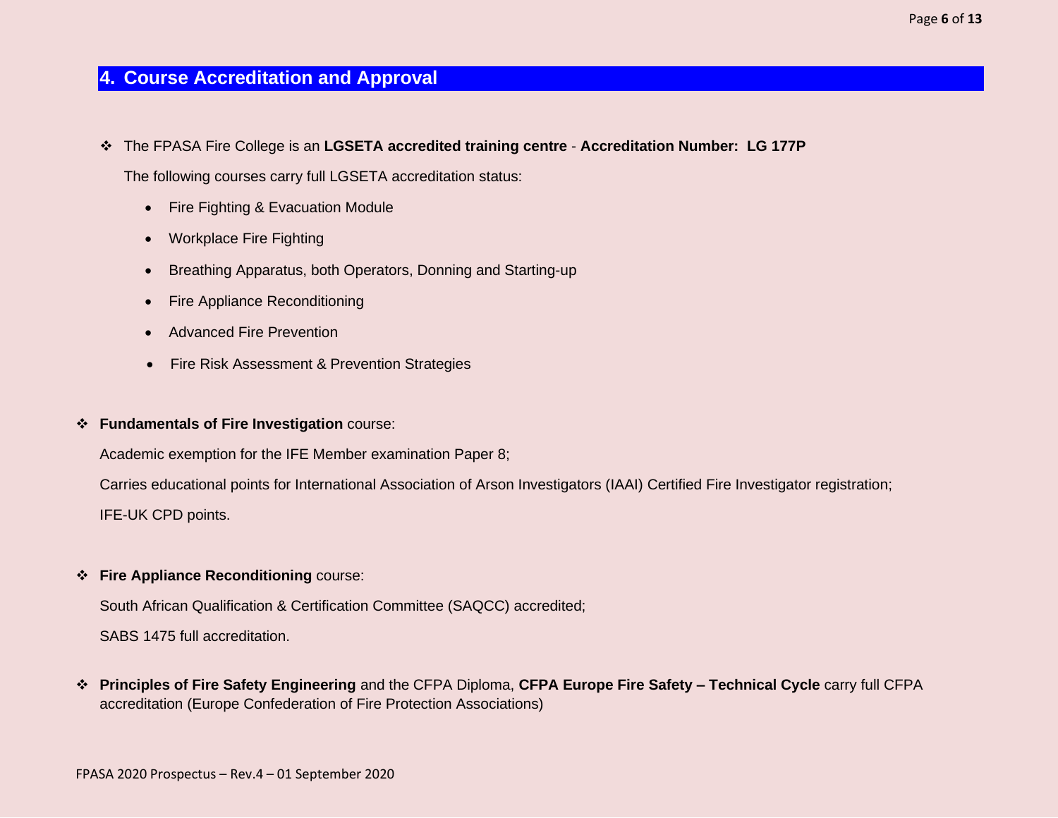## 4. Course Accreditation and Approval

- The FPASA Fire College is an **LGSETA accredited training centre** - **Accreditation Number: LG 177P**

  The following courses carry full LGSETA accreditation status:

  - Fire Fighting & Evacuation Module
  - Workplace Fire Fighting
  - Breathing Apparatus, both Operators, Donning and Starting-up
  - Fire Appliance Reconditioning
  - Advanced Fire Prevention
  - Fire Risk Assessment & Prevention Strategies

- **Fundamentals of Fire Investigation** course:

  Academic exemption for the IFE Member examination Paper 8;

  Carries educational points for International Association of Arson Investigators (IAAI) Certified Fire Investigator registration;

  IFE-UK CPD points.

- **Fire Appliance Reconditioning** course:

  South African Qualification & Certification Committee (SAQCC) accredited;

  SABS 1475 full accreditation.

- **Principles of Fire Safety Engineering** and the CFPA Diploma, **CFPA Europe Fire Safety – Technical Cycle** carry full CFPA accreditation (Europe Confederation of Fire Protection Associations)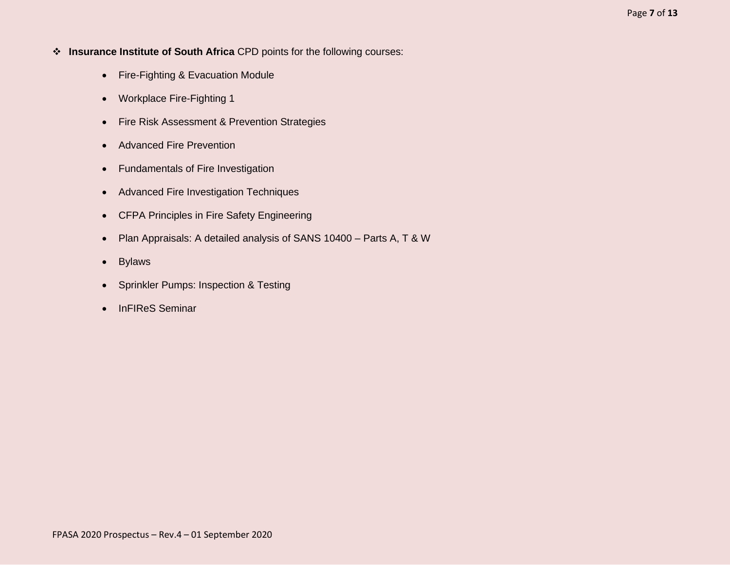- **Insurance Institute of South Africa** CPD points for the following courses:
  - Fire-Fighting & Evacuation Module
  - Workplace Fire-Fighting 1
  - Fire Risk Assessment & Prevention Strategies
  - Advanced Fire Prevention
  - Fundamentals of Fire Investigation
  - Advanced Fire Investigation Techniques
  - CFPA Principles in Fire Safety Engineering
  - Plan Appraisals: A detailed analysis of SANS 10400 – Parts A, T & W
  - Bylaws
  - Sprinkler Pumps: Inspection & Testing
  - InFIReS Seminar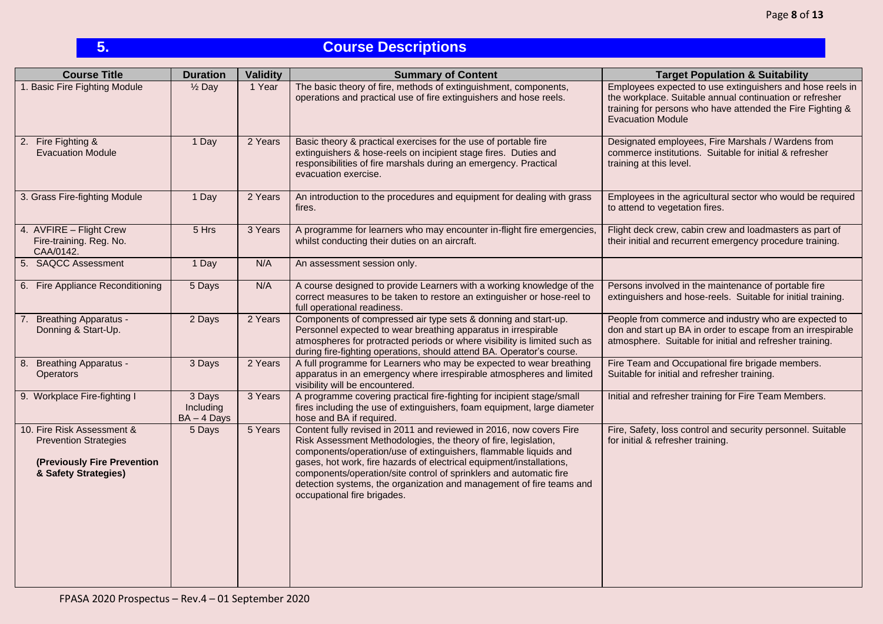# 5. Course Descriptions

| Course Title | Duration | Validity | Summary of Content | Target Population & Suitability |
|---|---|---|---|---|
| 1. Basic Fire Fighting Module | ½ Day | 1 Year | The basic theory of fire, methods of extinguishment, components, operations and practical use of fire extinguishers and hose reels. | Employees expected to use extinguishers and hose reels in the workplace. Suitable annual continuation or refresher training for persons who have attended the Fire Fighting & Evacuation Module |
| 2. Fire Fighting & Evacuation Module | 1 Day | 2 Years | Basic theory & practical exercises for the use of portable fire extinguishers & hose-reels on incipient stage fires. Duties and responsibilities of fire marshals during an emergency. Practical evacuation exercise. | Designated employees, Fire Marshals / Wardens from commerce institutions. Suitable for initial & refresher training at this level. |
| 3. Grass Fire-fighting Module | 1 Day | 2 Years | An introduction to the procedures and equipment for dealing with grass fires. | Employees in the agricultural sector who would be required to attend to vegetation fires. |
| 4. AVFIRE – Flight Crew Fire-training. Reg. No. CAA/0142. | 5 Hrs | 3 Years | A programme for learners who may encounter in-flight fire emergencies, whilst conducting their duties on an aircraft. | Flight deck crew, cabin crew and loadmasters as part of their initial and recurrent emergency procedure training. |
| 5. SAQCC Assessment | 1 Day | N/A | An assessment session only. | |
| 6. Fire Appliance Reconditioning | 5 Days | N/A | A course designed to provide Learners with a working knowledge of the correct measures to be taken to restore an extinguisher or hose-reel to full operational readiness. | Persons involved in the maintenance of portable fire extinguishers and hose-reels. Suitable for initial training. |
| 7. Breathing Apparatus - Donning & Start-Up. | 2 Days | 2 Years | Components of compressed air type sets & donning and start-up. Personnel expected to wear breathing apparatus in irrespirable atmospheres for protracted periods or where visibility is limited such as during fire-fighting operations, should attend BA. Operator's course. | People from commerce and industry who are expected to don and start up BA in order to escape from an irrespirable atmosphere. Suitable for initial and refresher training. |
| 8. Breathing Apparatus - Operators | 3 Days | 2 Years | A full programme for Learners who may be expected to wear breathing apparatus in an emergency where irrespirable atmospheres and limited visibility will be encountered. | Fire Team and Occupational fire brigade members. Suitable for initial and refresher training. |
| 9. Workplace Fire-fighting I | 3 Days Including BA – 4 Days | 3 Years | A programme covering practical fire-fighting for incipient stage/small fires including the use of extinguishers, foam equipment, large diameter hose and BA if required. | Initial and refresher training for Fire Team Members. |
| 10. Fire Risk Assessment & Prevention Strategies<br><br>**(Previously Fire Prevention & Safety Strategies)** | 5 Days | 5 Years | Content fully revised in 2011 and reviewed in 2016, now covers Fire Risk Assessment Methodologies, the theory of fire, legislation, components/operation/use of extinguishers, flammable liquids and gases, hot work, fire hazards of electrical equipment/installations, components/operation/site control of sprinklers and automatic fire detection systems, the organization and management of fire teams and occupational fire brigades. | Fire, Safety, loss control and security personnel. Suitable for initial & refresher training. |

FPASA 2020 Prospectus – Rev.4 – 01 September 2020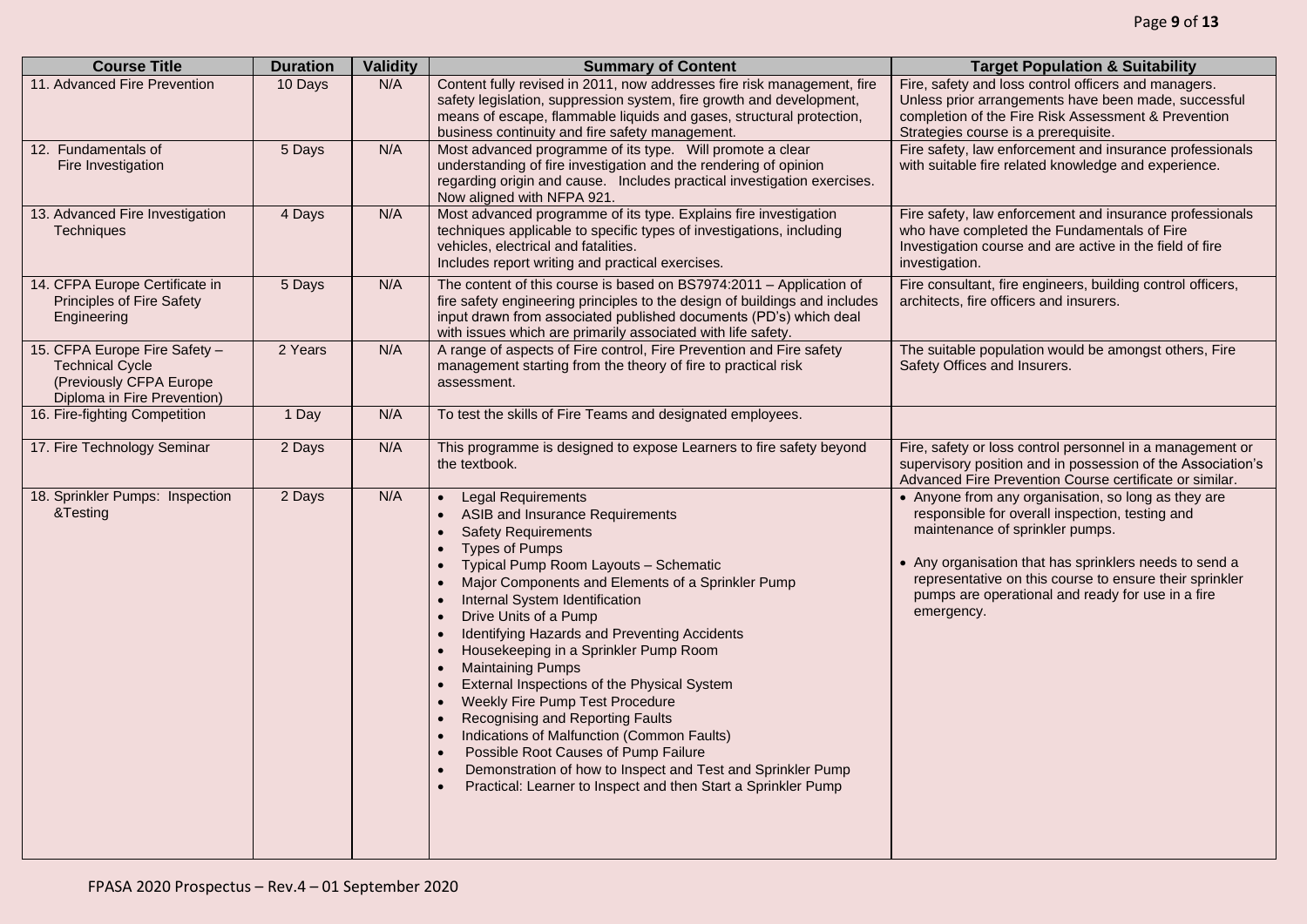| Course Title | Duration | Validity | Summary of Content | Target Population & Suitability |
|---|---|---|---|---|
| 11. Advanced Fire Prevention | 10 Days | N/A | Content fully revised in 2011, now addresses fire risk management, fire safety legislation, suppression system, fire growth and development, means of escape, flammable liquids and gases, structural protection, business continuity and fire safety management. | Fire, safety and loss control officers and managers. Unless prior arrangements have been made, successful completion of the Fire Risk Assessment & Prevention Strategies course is a prerequisite. |
| 12. Fundamentals of Fire Investigation | 5 Days | N/A | Most advanced programme of its type. Will promote a clear understanding of fire investigation and the rendering of opinion regarding origin and cause. Includes practical investigation exercises. Now aligned with NFPA 921. | Fire safety, law enforcement and insurance professionals with suitable fire related knowledge and experience. |
| 13. Advanced Fire Investigation Techniques | 4 Days | N/A | Most advanced programme of its type. Explains fire investigation techniques applicable to specific types of investigations, including vehicles, electrical and fatalities. Includes report writing and practical exercises. | Fire safety, law enforcement and insurance professionals who have completed the Fundamentals of Fire Investigation course and are active in the field of fire investigation. |
| 14. CFPA Europe Certificate in Principles of Fire Safety Engineering | 5 Days | N/A | The content of this course is based on BS7974:2011 – Application of fire safety engineering principles to the design of buildings and includes input drawn from associated published documents (PD's) which deal with issues which are primarily associated with life safety. | Fire consultant, fire engineers, building control officers, architects, fire officers and insurers. |
| 15. CFPA Europe Fire Safety – Technical Cycle (Previously CFPA Europe Diploma in Fire Prevention) | 2 Years | N/A | A range of aspects of Fire control, Fire Prevention and Fire safety management starting from the theory of fire to practical risk assessment. | The suitable population would be amongst others, Fire Safety Offices and Insurers. |
| 16. Fire-fighting Competition | 1 Day | N/A | To test the skills of Fire Teams and designated employees. | |
| 17. Fire Technology Seminar | 2 Days | N/A | This programme is designed to expose Learners to fire safety beyond the textbook. | Fire, safety or loss control personnel in a management or supervisory position and in possession of the Association's Advanced Fire Prevention Course certificate or similar. |
| 18. Sprinkler Pumps: Inspection &Testing | 2 Days | N/A | • Legal Requirements<br>• ASIB and Insurance Requirements<br>• Safety Requirements<br>• Types of Pumps<br>• Typical Pump Room Layouts – Schematic<br>• Major Components and Elements of a Sprinkler Pump<br>• Internal System Identification<br>• Drive Units of a Pump<br>• Identifying Hazards and Preventing Accidents<br>• Housekeeping in a Sprinkler Pump Room<br>• Maintaining Pumps<br>• External Inspections of the Physical System<br>• Weekly Fire Pump Test Procedure<br>• Recognising and Reporting Faults<br>• Indications of Malfunction (Common Faults)<br>• Possible Root Causes of Pump Failure<br>• Demonstration of how to Inspect and Test and Sprinkler Pump<br>• Practical: Learner to Inspect and then Start a Sprinkler Pump | • Anyone from any organisation, so long as they are responsible for overall inspection, testing and maintenance of sprinkler pumps.<br>• Any organisation that has sprinklers needs to send a representative on this course to ensure their sprinkler pumps are operational and ready for use in a fire emergency. |

FPASA 2020 Prospectus – Rev.4 – 01 September 2020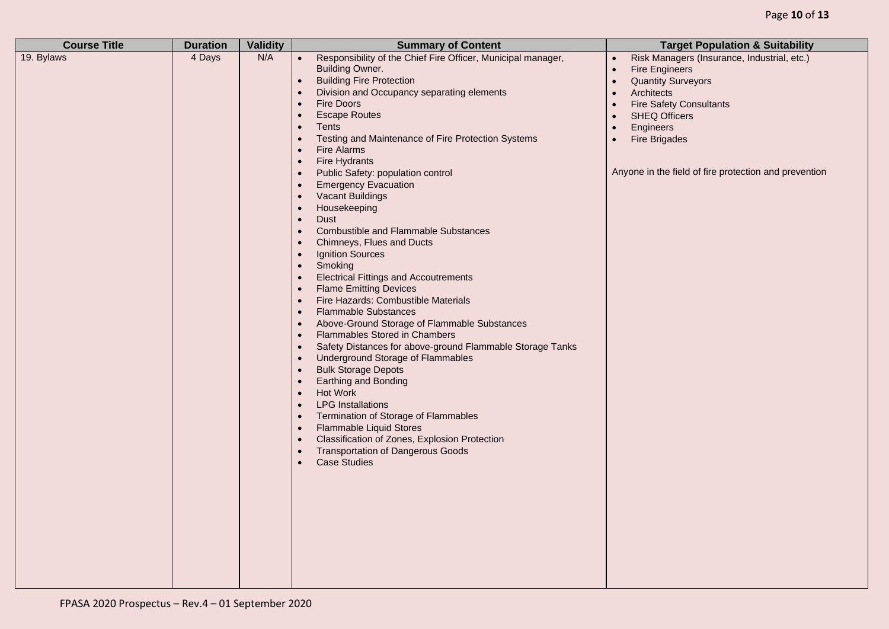| Course Title | Duration | Validity | Summary of Content | Target Population & Suitability |
|---|---|---|---|---|
| 19. Bylaws | 4 Days | N/A | • Responsibility of the Chief Fire Officer, Municipal manager, Building Owner.<br>• Building Fire Protection<br>• Division and Occupancy separating elements<br>• Fire Doors<br>• Escape Routes<br>• Tents<br>• Testing and Maintenance of Fire Protection Systems<br>• Fire Alarms<br>• Fire Hydrants<br>• Public Safety: population control<br>• Emergency Evacuation<br>• Vacant Buildings<br>• Housekeeping<br>• Dust<br>• Combustible and Flammable Substances<br>• Chimneys, Flues and Ducts<br>• Ignition Sources<br>• Smoking<br>• Electrical Fittings and Accoutrements<br>• Flame Emitting Devices<br>• Fire Hazards: Combustible Materials<br>• Flammable Substances<br>• Above-Ground Storage of Flammable Substances<br>• Flammables Stored in Chambers<br>• Safety Distances for above-ground Flammable Storage Tanks<br>• Underground Storage of Flammables<br>• Bulk Storage Depots<br>• Earthing and Bonding<br>• Hot Work<br>• LPG Installations<br>• Termination of Storage of Flammables<br>• Flammable Liquid Stores<br>• Classification of Zones, Explosion Protection<br>• Transportation of Dangerous Goods<br>• Case Studies | • Risk Managers (Insurance, Industrial, etc.)<br>• Fire Engineers<br>• Quantity Surveyors<br>• Architects<br>• Fire Safety Consultants<br>• SHEQ Officers<br>• Engineers<br>• Fire Brigades<br><br>Anyone in the field of fire protection and prevention |

FPASA 2020 Prospectus – Rev.4 – 01 September 2020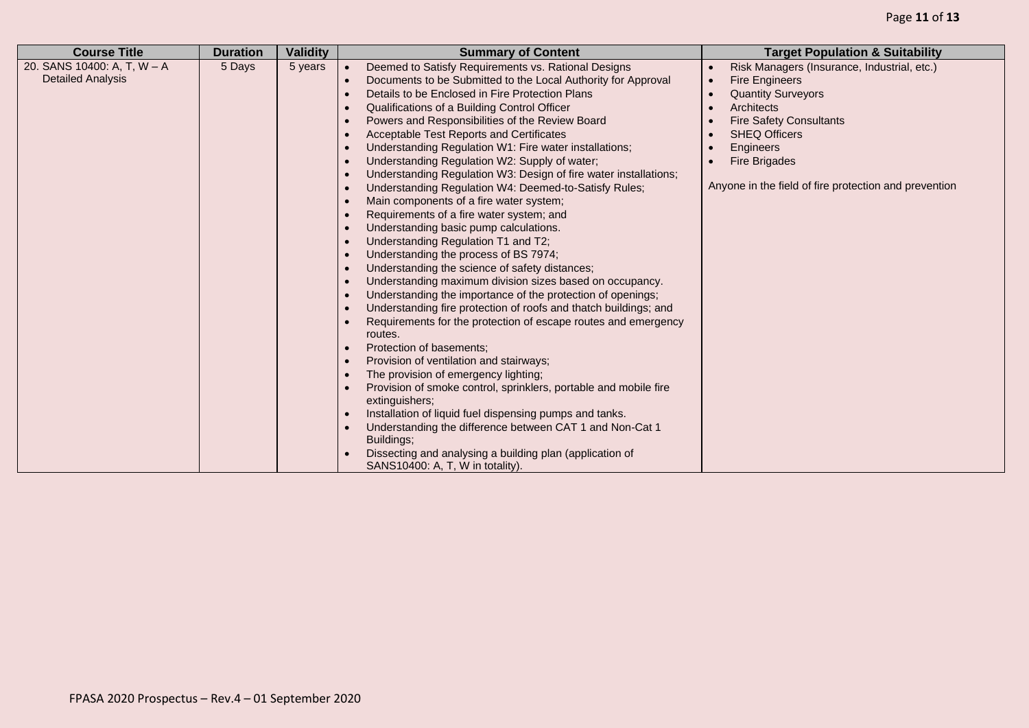| Course Title | Duration | Validity | Summary of Content | Target Population & Suitability |
|---|---|---|---|---|
| 20. SANS 10400: A, T, W – A Detailed Analysis | 5 Days | 5 years | • Deemed to Satisfy Requirements vs. Rational Designs<br>• Documents to be Submitted to the Local Authority for Approval<br>• Details to be Enclosed in Fire Protection Plans<br>• Qualifications of a Building Control Officer<br>• Powers and Responsibilities of the Review Board<br>• Acceptable Test Reports and Certificates<br>• Understanding Regulation W1: Fire water installations;<br>• Understanding Regulation W2: Supply of water;<br>• Understanding Regulation W3: Design of fire water installations;<br>• Understanding Regulation W4: Deemed-to-Satisfy Rules;<br>• Main components of a fire water system;<br>• Requirements of a fire water system; and<br>• Understanding basic pump calculations.<br>• Understanding Regulation T1 and T2;<br>• Understanding the process of BS 7974;<br>• Understanding the science of safety distances;<br>• Understanding maximum division sizes based on occupancy.<br>• Understanding the importance of the protection of openings;<br>• Understanding fire protection of roofs and thatch buildings; and<br>• Requirements for the protection of escape routes and emergency routes.<br>• Protection of basements;<br>• Provision of ventilation and stairways;<br>• The provision of emergency lighting;<br>• Provision of smoke control, sprinklers, portable and mobile fire extinguishers;<br>• Installation of liquid fuel dispensing pumps and tanks.<br>• Understanding the difference between CAT 1 and Non-Cat 1 Buildings;<br>• Dissecting and analysing a building plan (application of SANS10400: A, T, W in totality). | • Risk Managers (Insurance, Industrial, etc.)<br>• Fire Engineers<br>• Quantity Surveyors<br>• Architects<br>• Fire Safety Consultants<br>• SHEQ Officers<br>• Engineers<br>• Fire Brigades<br><br>Anyone in the field of fire protection and prevention |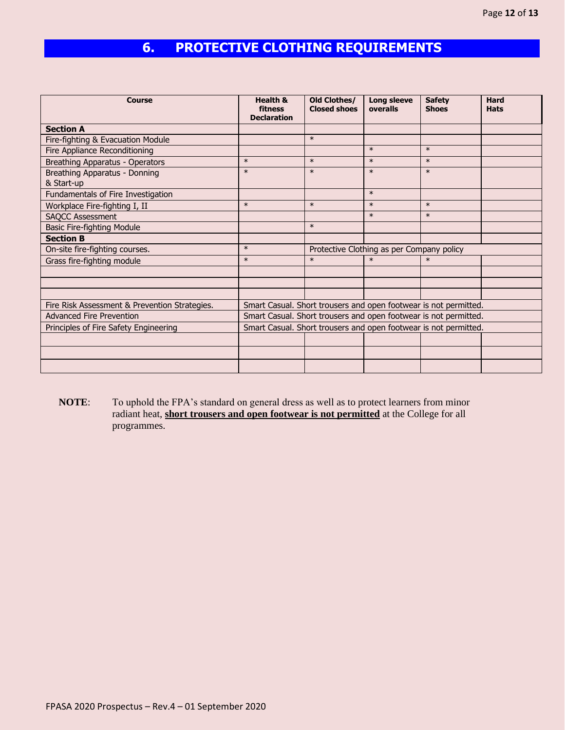# 6. PROTECTIVE CLOTHING REQUIREMENTS

| Course | Health & fitness Declaration | Old Clothes/ Closed shoes | Long sleeve overalls | Safety Shoes | Hard Hats |
|---|---|---|---|---|---|
| **Section A** | | | | | |
| Fire-fighting & Evacuation Module | | * | | | |
| Fire Appliance Reconditioning | | | * | * | |
| Breathing Apparatus - Operators | * | * | * | * | |
| Breathing Apparatus - Donning & Start-up | * | * | * | * | |
| Fundamentals of Fire Investigation | | | * | | |
| Workplace Fire-fighting I, II | * | * | * | * | |
| SAQCC Assessment | | | * | * | |
| Basic Fire-fighting Module | | * | | | |
| **Section B** | | | | | |
| On-site fire-fighting courses. | * | Protective Clothing as per Company policy | | | |
| Grass fire-fighting module | * | * | * | * | |
| | | | | | |
| | | | | | |
| | | | | | |
| Fire Risk Assessment & Prevention Strategies. | Smart Casual. Short trousers and open footwear is not permitted. | | | | |
| Advanced Fire Prevention | Smart Casual. Short trousers and open footwear is not permitted. | | | | |
| Principles of Fire Safety Engineering | Smart Casual. Short trousers and open footwear is not permitted. | | | | |
| | | | | | |
| | | | | | |
| | | | | | |

**NOTE**: To uphold the FPA's standard on general dress as well as to protect learners from minor radiant heat, **short trousers and open footwear is not permitted** at the College for all programmes.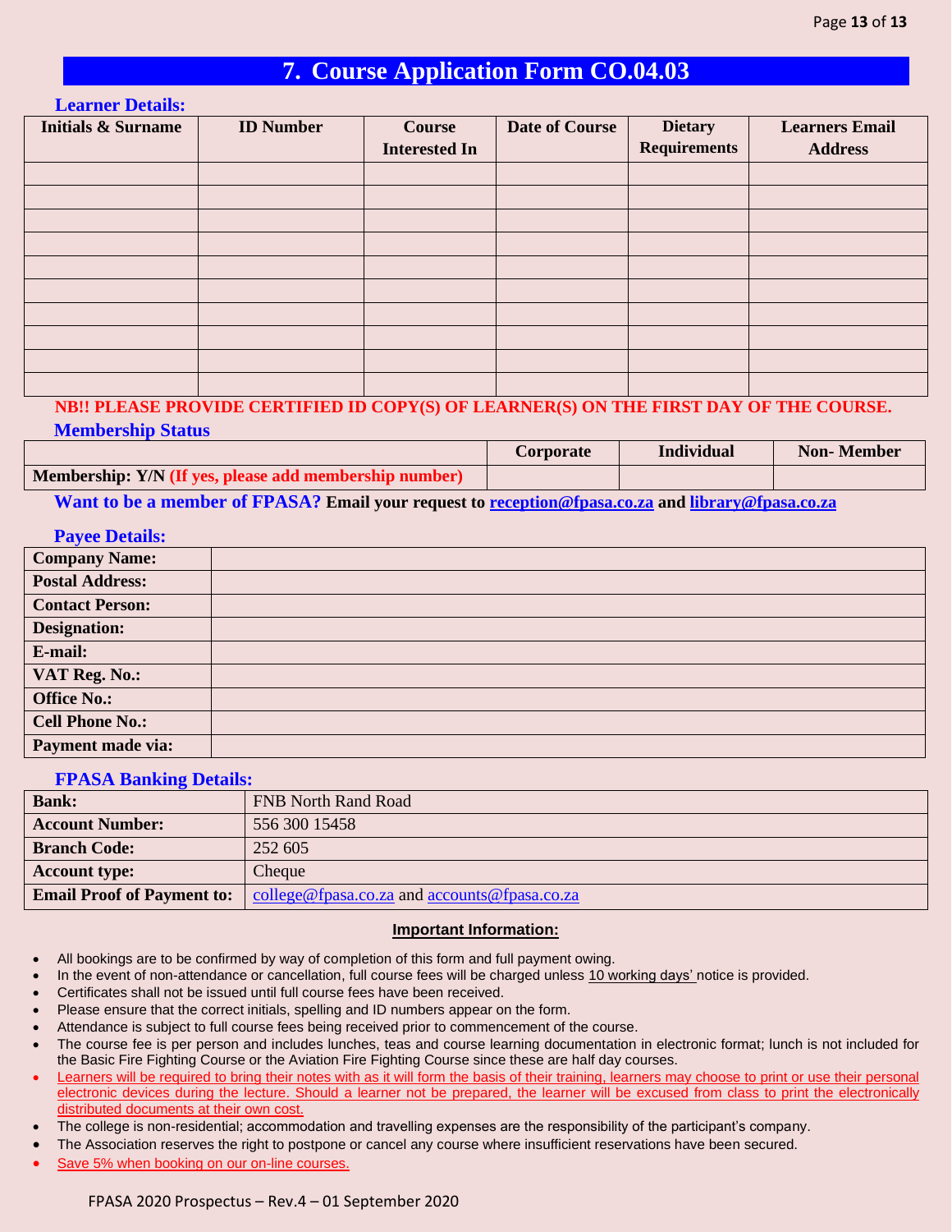# 7. Course Application Form CO.04.03

**Learner Details:**

| Initials & Surname | ID Number | Course Interested In | Date of Course | Dietary Requirements | Learners Email Address |
|---|---|---|---|---|---|
| | | | | | |
| | | | | | |
| | | | | | |
| | | | | | |
| | | | | | |
| | | | | | |
| | | | | | |
| | | | | | |
| | | | | | |
| | | | | | |

**NB!! PLEASE PROVIDE CERTIFIED ID COPY(S) OF LEARNER(S) ON THE FIRST DAY OF THE COURSE.**

**Membership Status**

| | Corporate | Individual | Non- Member |
|---|---|---|---|
| **Membership: Y/N (If yes, please add membership number)** | | | |

**Want to be a member of FPASA? Email your request to reception@fpasa.co.za and library@fpasa.co.za**

**Payee Details:**

| | |
|---|---|
| **Company Name:** | |
| **Postal Address:** | |
| **Contact Person:** | |
| **Designation:** | |
| **E-mail:** | |
| **VAT Reg. No.:** | |
| **Office No.:** | |
| **Cell Phone No.:** | |
| **Payment made via:** | |

**FPASA Banking Details:**

| | |
|---|---|
| **Bank:** | FNB North Rand Road |
| **Account Number:** | 556 300 15458 |
| **Branch Code:** | 252 605 |
| **Account type:** | Cheque |
| **Email Proof of Payment to:** | college@fpasa.co.za and accounts@fpasa.co.za |

**Important Information:**

- All bookings are to be confirmed by way of completion of this form and full payment owing.
- In the event of non-attendance or cancellation, full course fees will be charged unless 10 working days' notice is provided.
- Certificates shall not be issued until full course fees have been received.
- Please ensure that the correct initials, spelling and ID numbers appear on the form.
- Attendance is subject to full course fees being received prior to commencement of the course.
- The course fee is per person and includes lunches, teas and course learning documentation in electronic format; lunch is not included for the Basic Fire Fighting Course or the Aviation Fire Fighting Course since these are half day courses.
- Learners will be required to bring their notes with as it will form the basis of their training, learners may choose to print or use their personal electronic devices during the lecture. Should a learner not be prepared, the learner will be excused from class to print the electronically distributed documents at their own cost.
- The college is non-residential; accommodation and travelling expenses are the responsibility of the participant's company.
- The Association reserves the right to postpone or cancel any course where insufficient reservations have been secured.
- Save 5% when booking on our on-line courses.

FPASA 2020 Prospectus – Rev.4 – 01 September 2020